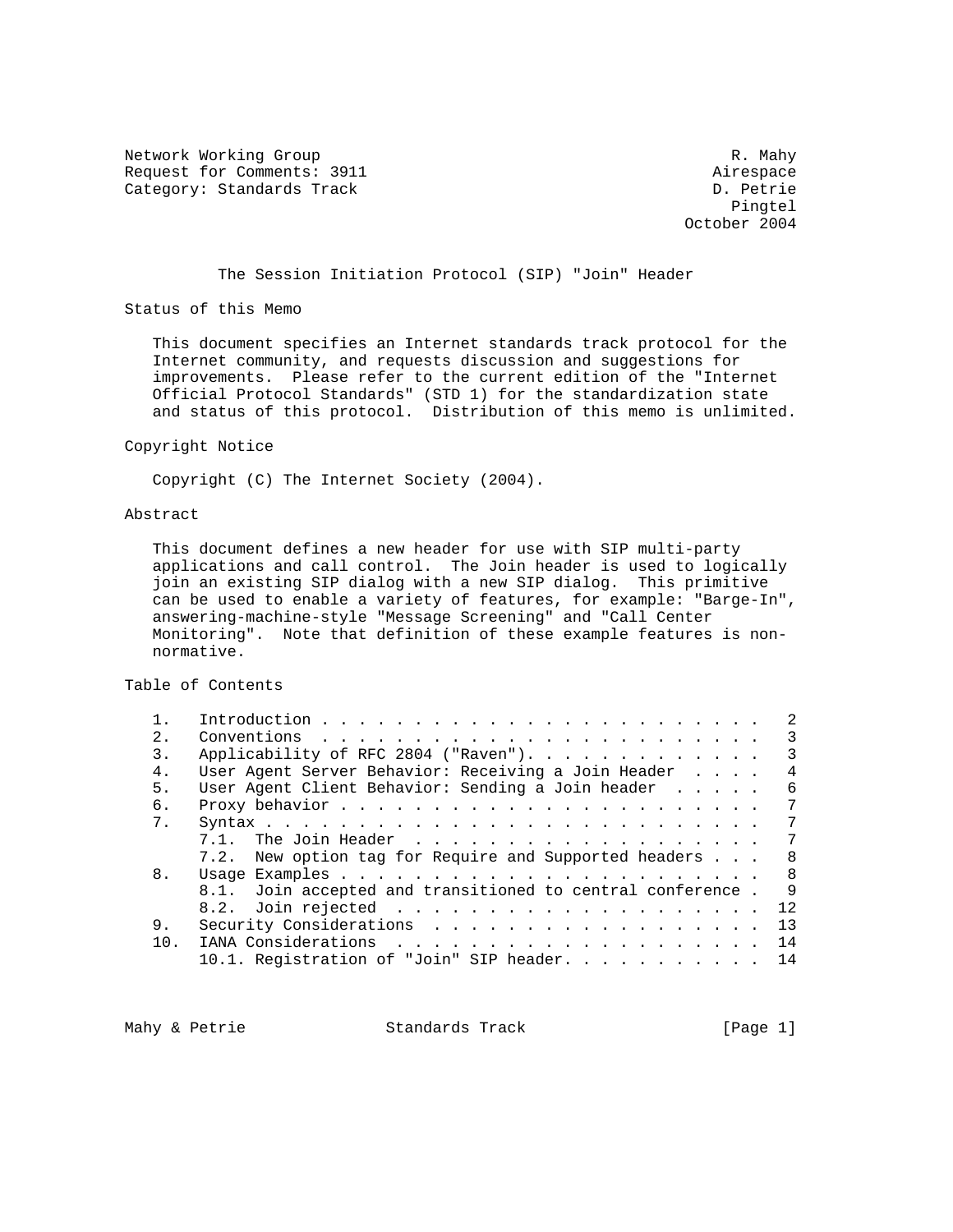Network Working Group R. Mahy
Request for Comments: 3911 Airespace
Category: Standards Track D. Petrie
Pingtel
October 2004

# The Session Initiation Protocol (SIP) "Join" Header

## Status of this Memo

This document specifies an Internet standards track protocol for the Internet community, and requests discussion and suggestions for improvements. Please refer to the current edition of the "Internet Official Protocol Standards" (STD 1) for the standardization state and status of this protocol. Distribution of this memo is unlimited.

## Copyright Notice

Copyright (C) The Internet Society (2004).

## Abstract

This document defines a new header for use with SIP multi-party applications and call control. The Join header is used to logically join an existing SIP dialog with a new SIP dialog. This primitive can be used to enable a variety of features, for example: "Barge-In", answering-machine-style "Message Screening" and "Call Center Monitoring". Note that definition of these example features is non-normative.

## Table of Contents

```
1.   Introduction . . . . . . . . . . . . . . . . . . . . . . . .   2
2.   Conventions  . . . . . . . . . . . . . . . . . . . . . . . .   3
3.   Applicability of RFC 2804 ("Raven"). . . . . . . . . . . . .   3
4.   User Agent Server Behavior: Receiving a Join Header  . . . .   4
5.   User Agent Client Behavior: Sending a Join header  . . . . .   6
6.   Proxy behavior . . . . . . . . . . . . . . . . . . . . . . .   7
7.   Syntax . . . . . . . . . . . . . . . . . . . . . . . . . . .   7
     7.1.  The Join Header  . . . . . . . . . . . . . . . . . . .   7
     7.2.  New option tag for Require and Supported headers . . .   8
8.   Usage Examples . . . . . . . . . . . . . . . . . . . . . . .   8
     8.1.  Join accepted and transitioned to central conference .   9
     8.2.  Join rejected  . . . . . . . . . . . . . . . . . . . .  12
9.   Security Considerations  . . . . . . . . . . . . . . . . . .  13
10.  IANA Considerations  . . . . . . . . . . . . . . . . . . . .  14
     10.1. Registration of "Join" SIP header. . . . . . . . . . .  14
```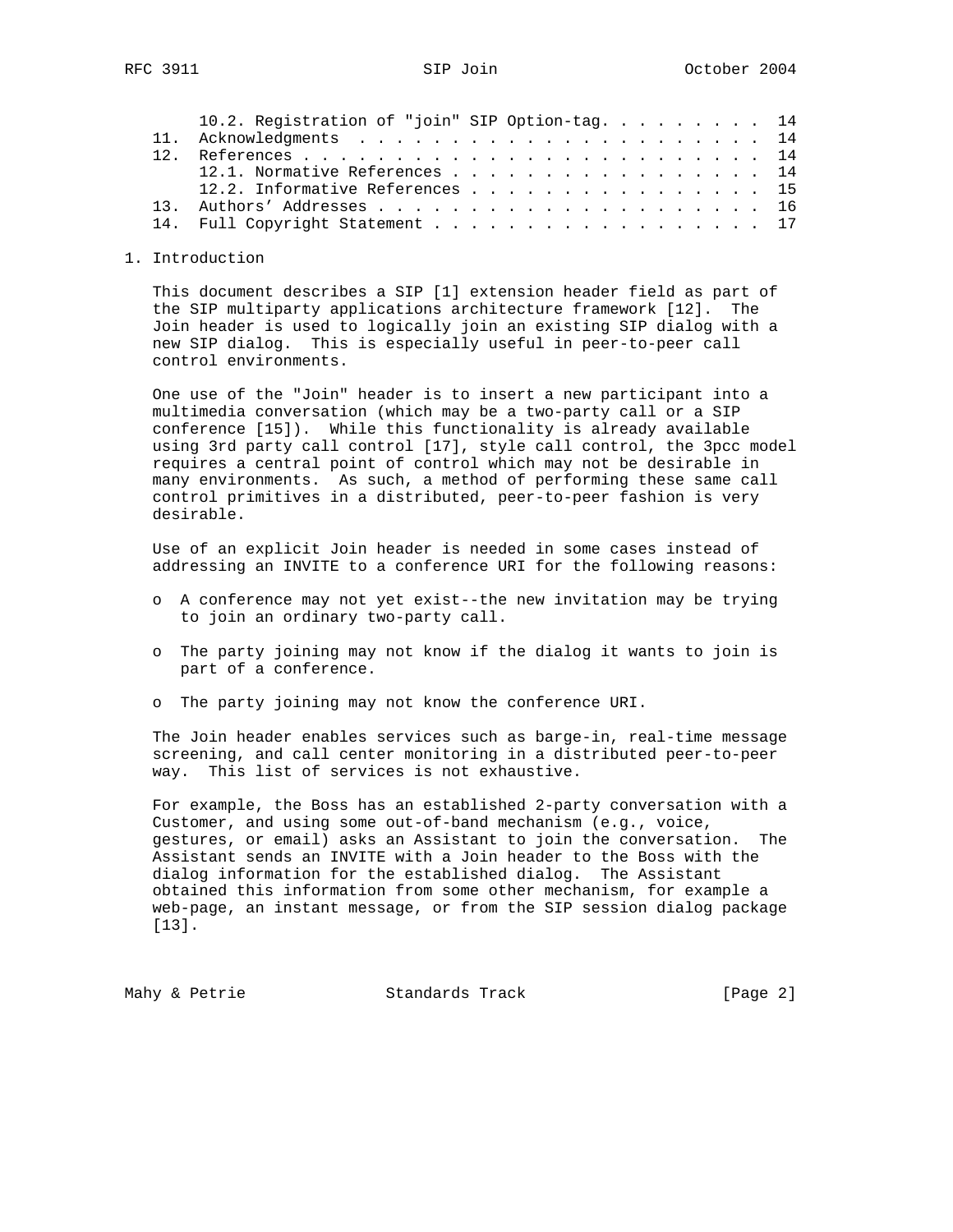10.2. Registration of "join" SIP Option-tag. . . . . . . . . 14
11. Acknowledgments . . . . . . . . . . . . . . . . . . . . . . 14
12. References . . . . . . . . . . . . . . . . . . . . . . . . 14
12.1. Normative References . . . . . . . . . . . . . . . . . 14
12.2. Informative References . . . . . . . . . . . . . . . . 15
13. Authors' Addresses . . . . . . . . . . . . . . . . . . . . 16
14. Full Copyright Statement . . . . . . . . . . . . . . . . . . 17

## 1. Introduction

This document describes a SIP [1] extension header field as part of the SIP multiparty applications architecture framework [12]. The Join header is used to logically join an existing SIP dialog with a new SIP dialog. This is especially useful in peer-to-peer call control environments.

One use of the "Join" header is to insert a new participant into a multimedia conversation (which may be a two-party call or a SIP conference [15]). While this functionality is already available using 3rd party call control [17], style call control, the 3pcc model requires a central point of control which may not be desirable in many environments. As such, a method of performing these same call control primitives in a distributed, peer-to-peer fashion is very desirable.

Use of an explicit Join header is needed in some cases instead of addressing an INVITE to a conference URI for the following reasons:

- A conference may not yet exist--the new invitation may be trying to join an ordinary two-party call.
- The party joining may not know if the dialog it wants to join is part of a conference.
- The party joining may not know the conference URI.

The Join header enables services such as barge-in, real-time message screening, and call center monitoring in a distributed peer-to-peer way. This list of services is not exhaustive.

For example, the Boss has an established 2-party conversation with a Customer, and using some out-of-band mechanism (e.g., voice, gestures, or email) asks an Assistant to join the conversation. The Assistant sends an INVITE with a Join header to the Boss with the dialog information for the established dialog. The Assistant obtained this information from some other mechanism, for example a web-page, an instant message, or from the SIP session dialog package [13].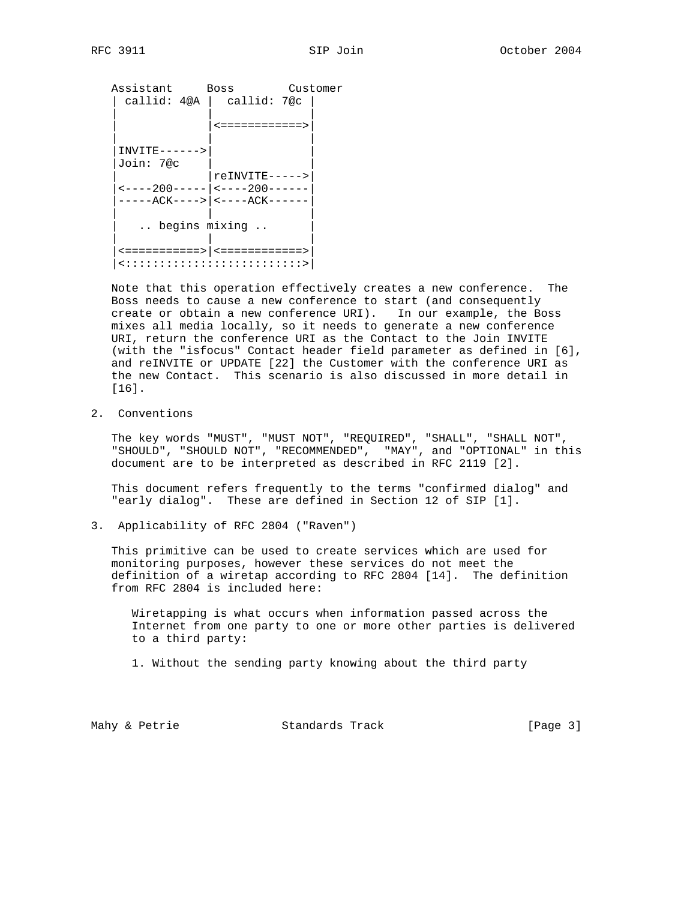```
Assistant     Boss        Customer
| callid: 4@A |  callid: 7@c |
|             |              |
|             |<============>|
|             |              |
|INVITE------>|              |
|Join: 7@c    |              |
|             |reINVITE----->|
|<----200-----|<----200------|
|-----ACK---->|<----ACK------|
|             |              |
|   .. begins mixing ..      |
|             |              |
|<===========>|<============>|
|<:::::::::::::::::::::::::>|
```

Note that this operation effectively creates a new conference. The Boss needs to cause a new conference to start (and consequently create or obtain a new conference URI). In our example, the Boss mixes all media locally, so it needs to generate a new conference URI, return the conference URI as the Contact to the Join INVITE (with the "isfocus" Contact header field parameter as defined in [6], and reINVITE or UPDATE [22] the Customer with the conference URI as the new Contact. This scenario is also discussed in more detail in [16].

## 2. Conventions

The key words "MUST", "MUST NOT", "REQUIRED", "SHALL", "SHALL NOT", "SHOULD", "SHOULD NOT", "RECOMMENDED", "MAY", and "OPTIONAL" in this document are to be interpreted as described in RFC 2119 [2].

This document refers frequently to the terms "confirmed dialog" and "early dialog". These are defined in Section 12 of SIP [1].

## 3. Applicability of RFC 2804 ("Raven")

This primitive can be used to create services which are used for monitoring purposes, however these services do not meet the definition of a wiretap according to RFC 2804 [14]. The definition from RFC 2804 is included here:

> Wiretapping is what occurs when information passed across the Internet from one party to one or more other parties is delivered to a third party:
>
> 1. Without the sending party knowing about the third party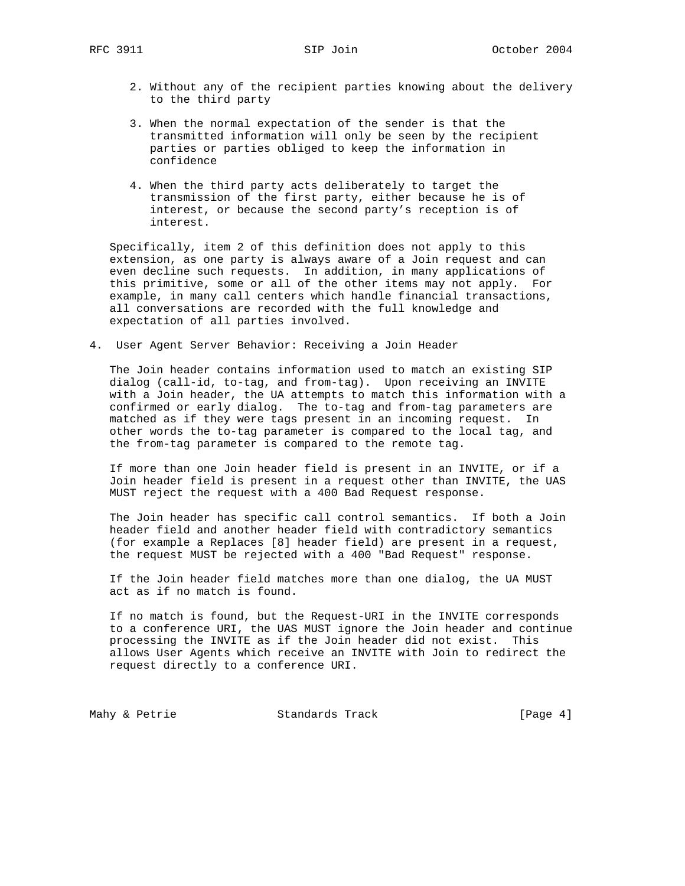2. Without any of the recipient parties knowing about the delivery to the third party

3. When the normal expectation of the sender is that the transmitted information will only be seen by the recipient parties or parties obliged to keep the information in confidence

4. When the third party acts deliberately to target the transmission of the first party, either because he is of interest, or because the second party's reception is of interest.

Specifically, item 2 of this definition does not apply to this extension, as one party is always aware of a Join request and can even decline such requests. In addition, in many applications of this primitive, some or all of the other items may not apply. For example, in many call centers which handle financial transactions, all conversations are recorded with the full knowledge and expectation of all parties involved.

## 4. User Agent Server Behavior: Receiving a Join Header

The Join header contains information used to match an existing SIP dialog (call-id, to-tag, and from-tag). Upon receiving an INVITE with a Join header, the UA attempts to match this information with a confirmed or early dialog. The to-tag and from-tag parameters are matched as if they were tags present in an incoming request. In other words the to-tag parameter is compared to the local tag, and the from-tag parameter is compared to the remote tag.

If more than one Join header field is present in an INVITE, or if a Join header field is present in a request other than INVITE, the UAS MUST reject the request with a 400 Bad Request response.

The Join header has specific call control semantics. If both a Join header field and another header field with contradictory semantics (for example a Replaces [8] header field) are present in a request, the request MUST be rejected with a 400 "Bad Request" response.

If the Join header field matches more than one dialog, the UA MUST act as if no match is found.

If no match is found, but the Request-URI in the INVITE corresponds to a conference URI, the UAS MUST ignore the Join header and continue processing the INVITE as if the Join header did not exist. This allows User Agents which receive an INVITE with Join to redirect the request directly to a conference URI.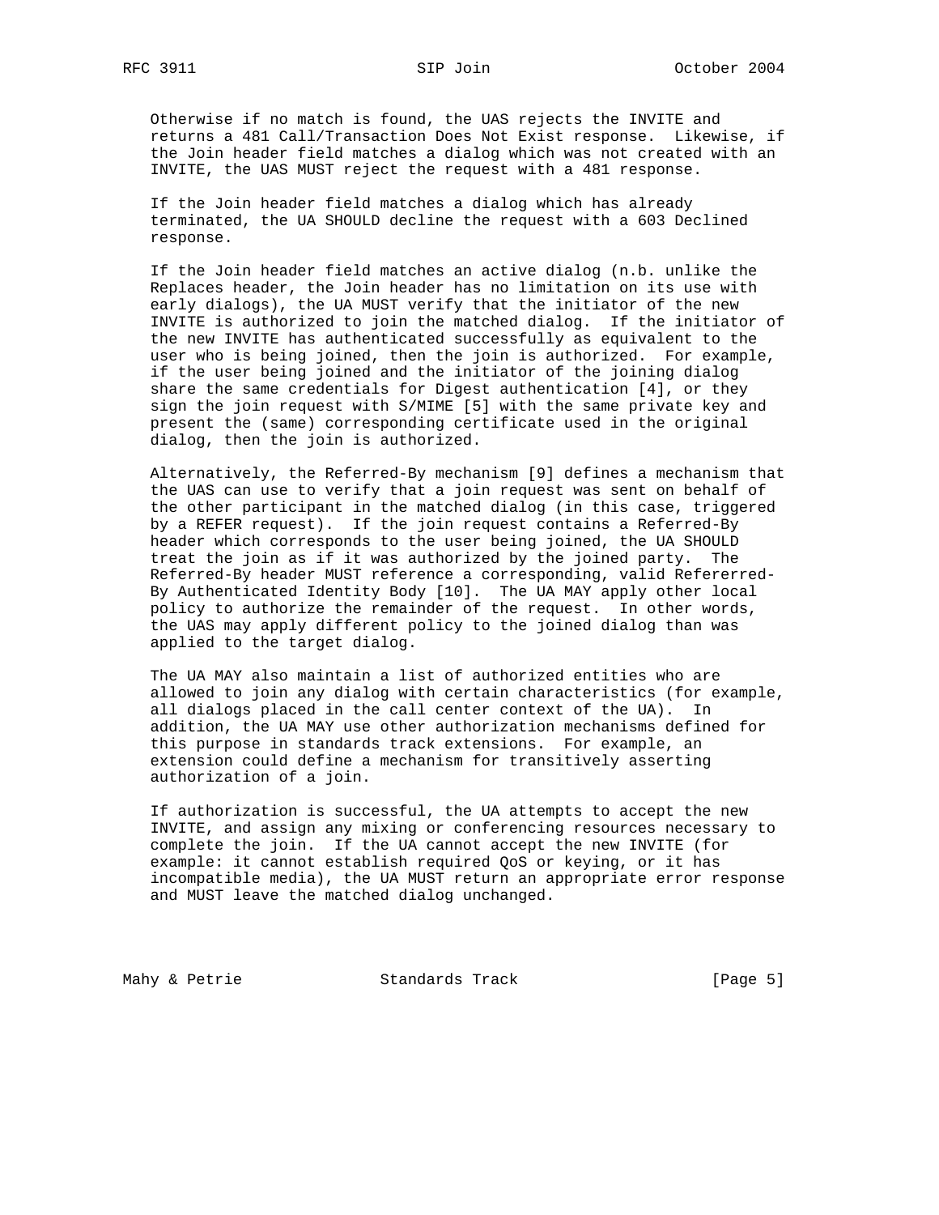Otherwise if no match is found, the UAS rejects the INVITE and returns a 481 Call/Transaction Does Not Exist response. Likewise, if the Join header field matches a dialog which was not created with an INVITE, the UAS MUST reject the request with a 481 response.

If the Join header field matches a dialog which has already terminated, the UA SHOULD decline the request with a 603 Declined response.

If the Join header field matches an active dialog (n.b. unlike the Replaces header, the Join header has no limitation on its use with early dialogs), the UA MUST verify that the initiator of the new INVITE is authorized to join the matched dialog. If the initiator of the new INVITE has authenticated successfully as equivalent to the user who is being joined, then the join is authorized. For example, if the user being joined and the initiator of the joining dialog share the same credentials for Digest authentication [4], or they sign the join request with S/MIME [5] with the same private key and present the (same) corresponding certificate used in the original dialog, then the join is authorized.

Alternatively, the Referred-By mechanism [9] defines a mechanism that the UAS can use to verify that a join request was sent on behalf of the other participant in the matched dialog (in this case, triggered by a REFER request). If the join request contains a Referred-By header which corresponds to the user being joined, the UA SHOULD treat the join as if it was authorized by the joined party. The Referred-By header MUST reference a corresponding, valid Refererred-By Authenticated Identity Body [10]. The UA MAY apply other local policy to authorize the remainder of the request. In other words, the UAS may apply different policy to the joined dialog than was applied to the target dialog.

The UA MAY also maintain a list of authorized entities who are allowed to join any dialog with certain characteristics (for example, all dialogs placed in the call center context of the UA). In addition, the UA MAY use other authorization mechanisms defined for this purpose in standards track extensions. For example, an extension could define a mechanism for transitively asserting authorization of a join.

If authorization is successful, the UA attempts to accept the new INVITE, and assign any mixing or conferencing resources necessary to complete the join. If the UA cannot accept the new INVITE (for example: it cannot establish required QoS or keying, or it has incompatible media), the UA MUST return an appropriate error response and MUST leave the matched dialog unchanged.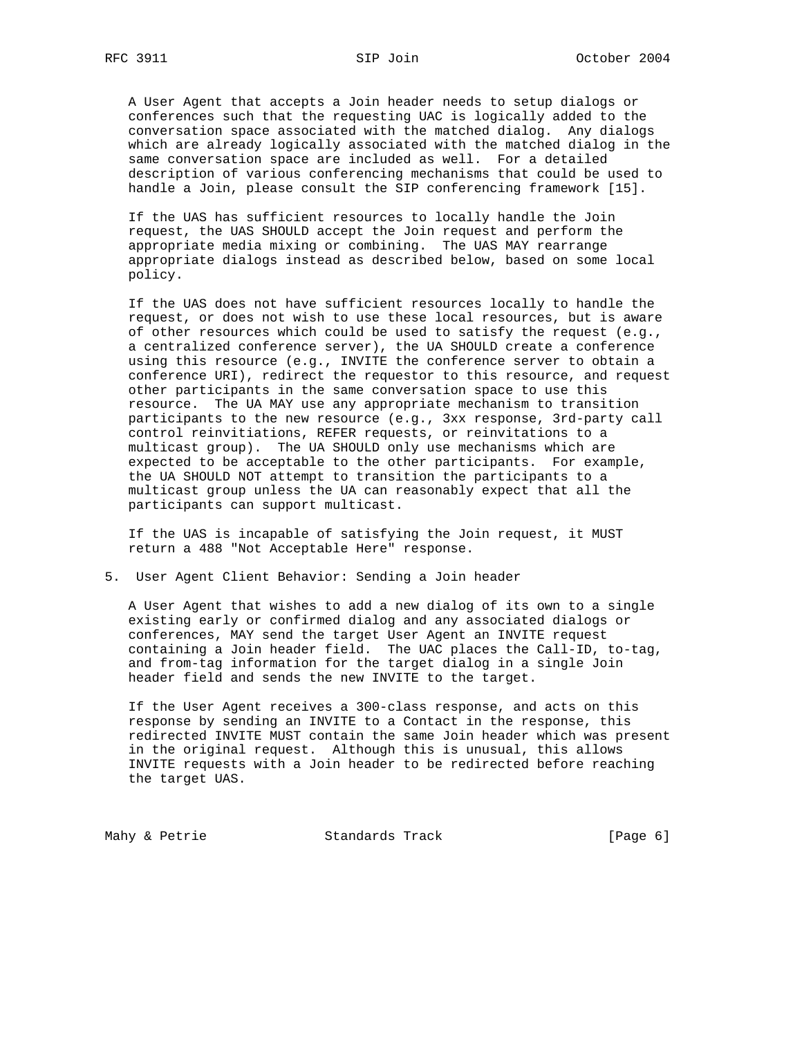A User Agent that accepts a Join header needs to setup dialogs or conferences such that the requesting UAC is logically added to the conversation space associated with the matched dialog. Any dialogs which are already logically associated with the matched dialog in the same conversation space are included as well. For a detailed description of various conferencing mechanisms that could be used to handle a Join, please consult the SIP conferencing framework [15].

If the UAS has sufficient resources to locally handle the Join request, the UAS SHOULD accept the Join request and perform the appropriate media mixing or combining. The UAS MAY rearrange appropriate dialogs instead as described below, based on some local policy.

If the UAS does not have sufficient resources locally to handle the request, or does not wish to use these local resources, but is aware of other resources which could be used to satisfy the request (e.g., a centralized conference server), the UA SHOULD create a conference using this resource (e.g., INVITE the conference server to obtain a conference URI), redirect the requestor to this resource, and request other participants in the same conversation space to use this resource. The UA MAY use any appropriate mechanism to transition participants to the new resource (e.g., 3xx response, 3rd-party call control reinvitiations, REFER requests, or reinvitations to a multicast group). The UA SHOULD only use mechanisms which are expected to be acceptable to the other participants. For example, the UA SHOULD NOT attempt to transition the participants to a multicast group unless the UA can reasonably expect that all the participants can support multicast.

If the UAS is incapable of satisfying the Join request, it MUST return a 488 "Not Acceptable Here" response.

## 5. User Agent Client Behavior: Sending a Join header

A User Agent that wishes to add a new dialog of its own to a single existing early or confirmed dialog and any associated dialogs or conferences, MAY send the target User Agent an INVITE request containing a Join header field. The UAC places the Call-ID, to-tag, and from-tag information for the target dialog in a single Join header field and sends the new INVITE to the target.

If the User Agent receives a 300-class response, and acts on this response by sending an INVITE to a Contact in the response, this redirected INVITE MUST contain the same Join header which was present in the original request. Although this is unusual, this allows INVITE requests with a Join header to be redirected before reaching the target UAS.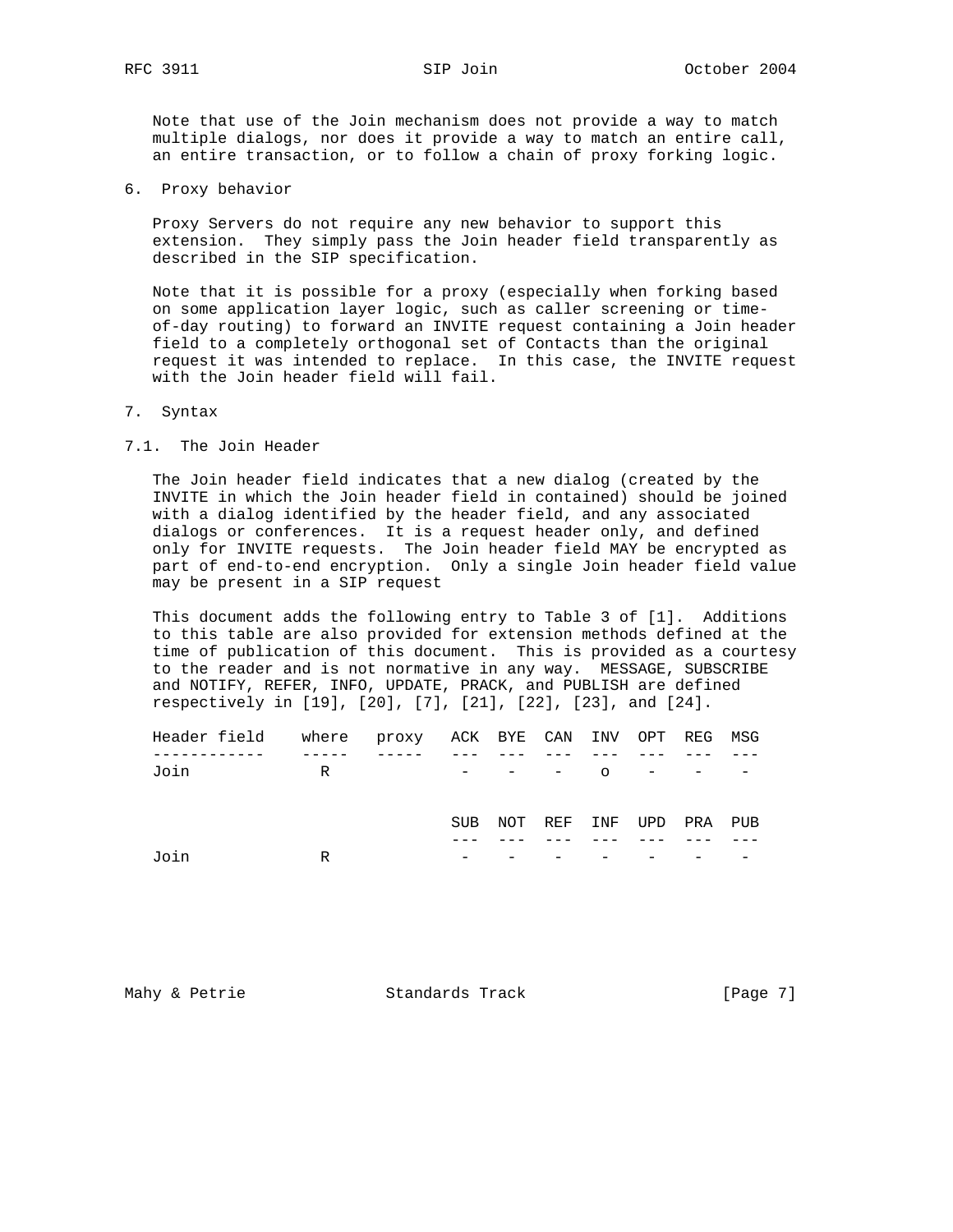Note that use of the Join mechanism does not provide a way to match multiple dialogs, nor does it provide a way to match an entire call, an entire transaction, or to follow a chain of proxy forking logic.

## 6. Proxy behavior

Proxy Servers do not require any new behavior to support this extension. They simply pass the Join header field transparently as described in the SIP specification.

Note that it is possible for a proxy (especially when forking based on some application layer logic, such as caller screening or time-of-day routing) to forward an INVITE request containing a Join header field to a completely orthogonal set of Contacts than the original request it was intended to replace. In this case, the INVITE request with the Join header field will fail.

## 7. Syntax

### 7.1. The Join Header

The Join header field indicates that a new dialog (created by the INVITE in which the Join header field in contained) should be joined with a dialog identified by the header field, and any associated dialogs or conferences. It is a request header only, and defined only for INVITE requests. The Join header field MAY be encrypted as part of end-to-end encryption. Only a single Join header field value may be present in a SIP request

This document adds the following entry to Table 3 of [1]. Additions to this table are also provided for extension methods defined at the time of publication of this document. This is provided as a courtesy to the reader and is not normative in any way. MESSAGE, SUBSCRIBE and NOTIFY, REFER, INFO, UPDATE, PRACK, and PUBLISH are defined respectively in [19], [20], [7], [21], [22], [23], and [24].

```
   Header field    where   proxy   ACK  BYE  CAN  INV  OPT  REG  MSG
   ------------    -----   -----   ---  ---  ---  ---  ---  ---  ---
   Join             R               -    -    -    o    -    -    -


                                   SUB  NOT  REF  INF  UPD  PRA  PUB
                                   ---  ---  ---  ---  ---  ---  ---
   Join             R               -    -    -    -    -    -    -
```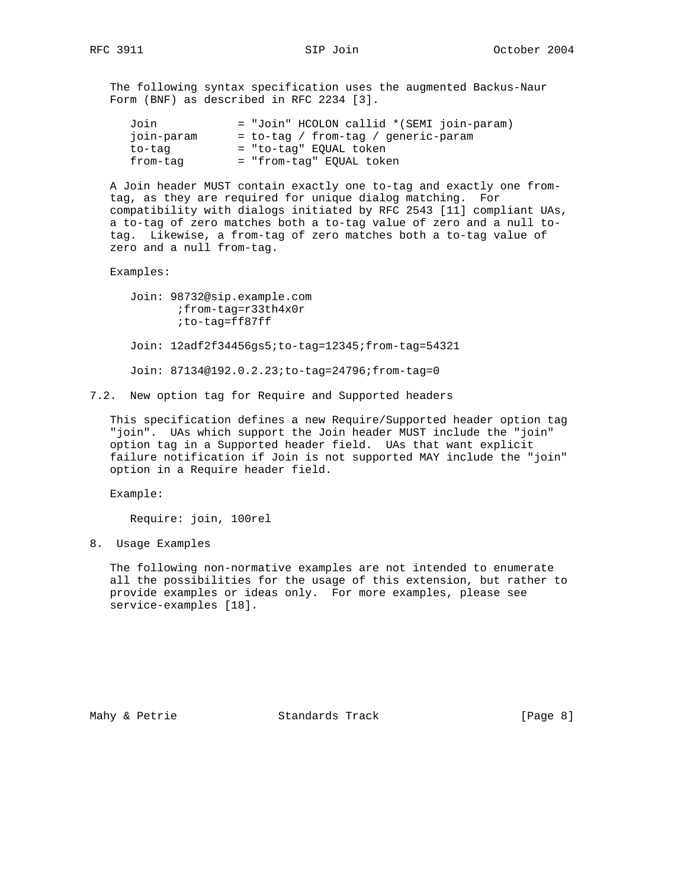The following syntax specification uses the augmented Backus-Naur Form (BNF) as described in RFC 2234 [3].

```
Join            = "Join" HCOLON callid *(SEMI join-param)
join-param      = to-tag / from-tag / generic-param
to-tag          = "to-tag" EQUAL token
from-tag        = "from-tag" EQUAL token
```

A Join header MUST contain exactly one to-tag and exactly one from-tag, as they are required for unique dialog matching. For compatibility with dialogs initiated by RFC 2543 [11] compliant UAs, a to-tag of zero matches both a to-tag value of zero and a null to-tag. Likewise, a from-tag of zero matches both a to-tag value of zero and a null from-tag.

Examples:

```
Join: 98732@sip.example.com
       ;from-tag=r33th4x0r
       ;to-tag=ff87ff

Join: 12adf2f34456gs5;to-tag=12345;from-tag=54321

Join: 87134@192.0.2.23;to-tag=24796;from-tag=0
```

### 7.2. New option tag for Require and Supported headers

This specification defines a new Require/Supported header option tag "join". UAs which support the Join header MUST include the "join" option tag in a Supported header field. UAs that want explicit failure notification if Join is not supported MAY include the "join" option in a Require header field.

Example:

```
Require: join, 100rel
```

## 8. Usage Examples

The following non-normative examples are not intended to enumerate all the possibilities for the usage of this extension, but rather to provide examples or ideas only. For more examples, please see service-examples [18].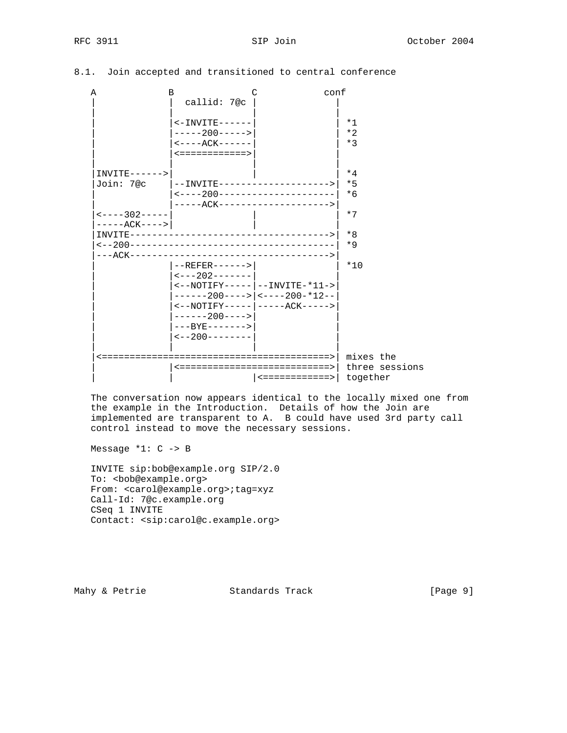## 8.1. Join accepted and transitioned to central conference

```
   A             B              C            conf
   |             |  callid: 7@c |             |
   |             |              |             |
   |             |<-INVITE------|             | *1
   |             |-----200----->|             | *2
   |             |<----ACK------|             | *3
   |             |<============>|             |
   |             |              |             |
   |INVITE------>|              |             | *4
   |Join: 7@c    |--INVITE-------------------->| *5
   |             |<----200--------------------| *6
   |             |-----ACK-------------------->|
   |<----302-----|              |             | *7
   |-----ACK---->|              |             |
   |INVITE------------------------------------>| *8
   |<--200------------------------------------| *9
   |---ACK------------------------------------>|
   |             |--REFER------>|             | *10
   |             |<---202-------|             |
   |             |<--NOTIFY-----|--INVITE-*11->|
   |             |------200---->|<----200-*12--|
   |             |<--NOTIFY-----|-----ACK----->|
   |             |------200---->|             |
   |             |---BYE------->|             |
   |             |<--200--------|             |
   |             |              |             |
   |<========================================>| mixes the
   |             |<===========================>| three sessions
   |             |              |<============>| together
```

The conversation now appears identical to the locally mixed one from the example in the Introduction. Details of how the Join are implemented are transparent to A. B could have used 3rd party call control instead to move the necessary sessions.

Message *1: C -> B

```
INVITE sip:bob@example.org SIP/2.0
To: <bob@example.org>
From: <carol@example.org>;tag=xyz
Call-Id: 7@c.example.org
CSeq 1 INVITE
Contact: <sip:carol@c.example.org>
```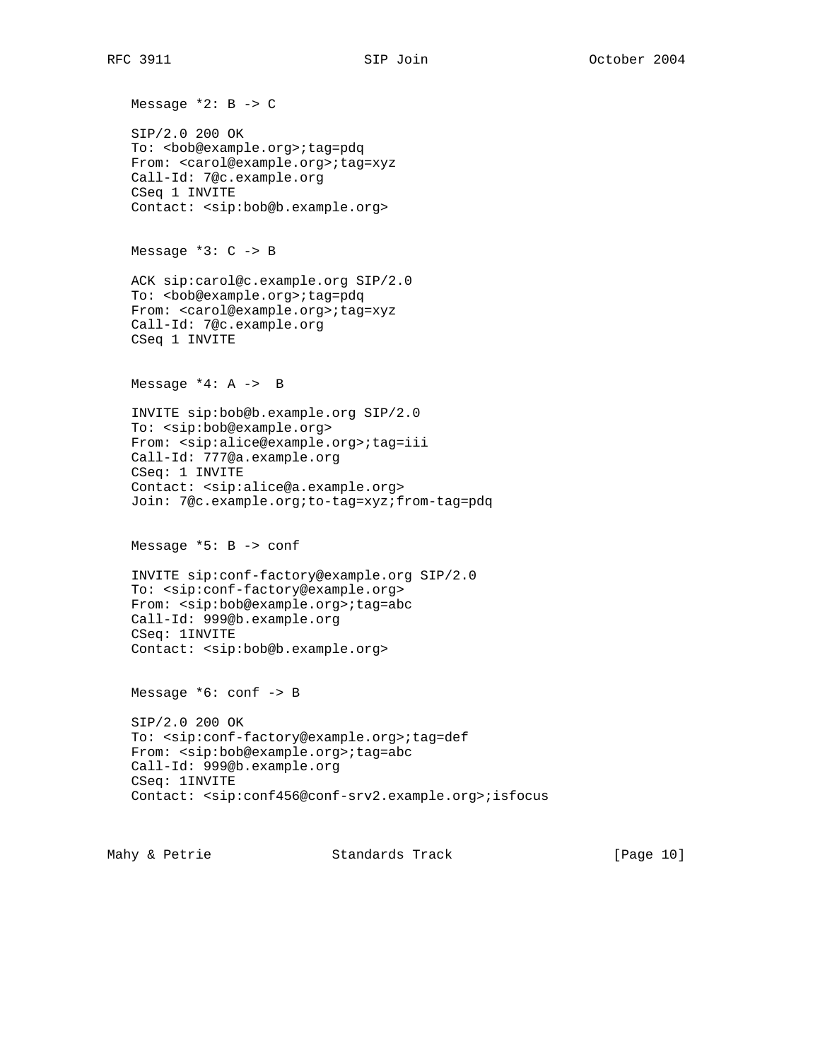Message *2: B -> C

```
SIP/2.0 200 OK
To: <bob@example.org>;tag=pdq
From: <carol@example.org>;tag=xyz
Call-Id: 7@c.example.org
CSeq 1 INVITE
Contact: <sip:bob@b.example.org>
```

Message *3: C -> B

```
ACK sip:carol@c.example.org SIP/2.0
To: <bob@example.org>;tag=pdq
From: <carol@example.org>;tag=xyz
Call-Id: 7@c.example.org
CSeq 1 INVITE
```

Message *4: A ->  B

```
INVITE sip:bob@b.example.org SIP/2.0
To: <sip:bob@example.org>
From: <sip:alice@example.org>;tag=iii
Call-Id: 777@a.example.org
CSeq: 1 INVITE
Contact: <sip:alice@a.example.org>
Join: 7@c.example.org;to-tag=xyz;from-tag=pdq
```

Message *5: B -> conf

```
INVITE sip:conf-factory@example.org SIP/2.0
To: <sip:conf-factory@example.org>
From: <sip:bob@example.org>;tag=abc
Call-Id: 999@b.example.org
CSeq: 1INVITE
Contact: <sip:bob@b.example.org>
```

Message *6: conf -> B

```
SIP/2.0 200 OK
To: <sip:conf-factory@example.org>;tag=def
From: <sip:bob@example.org>;tag=abc
Call-Id: 999@b.example.org
CSeq: 1INVITE
Contact: <sip:conf456@conf-srv2.example.org>;isfocus
```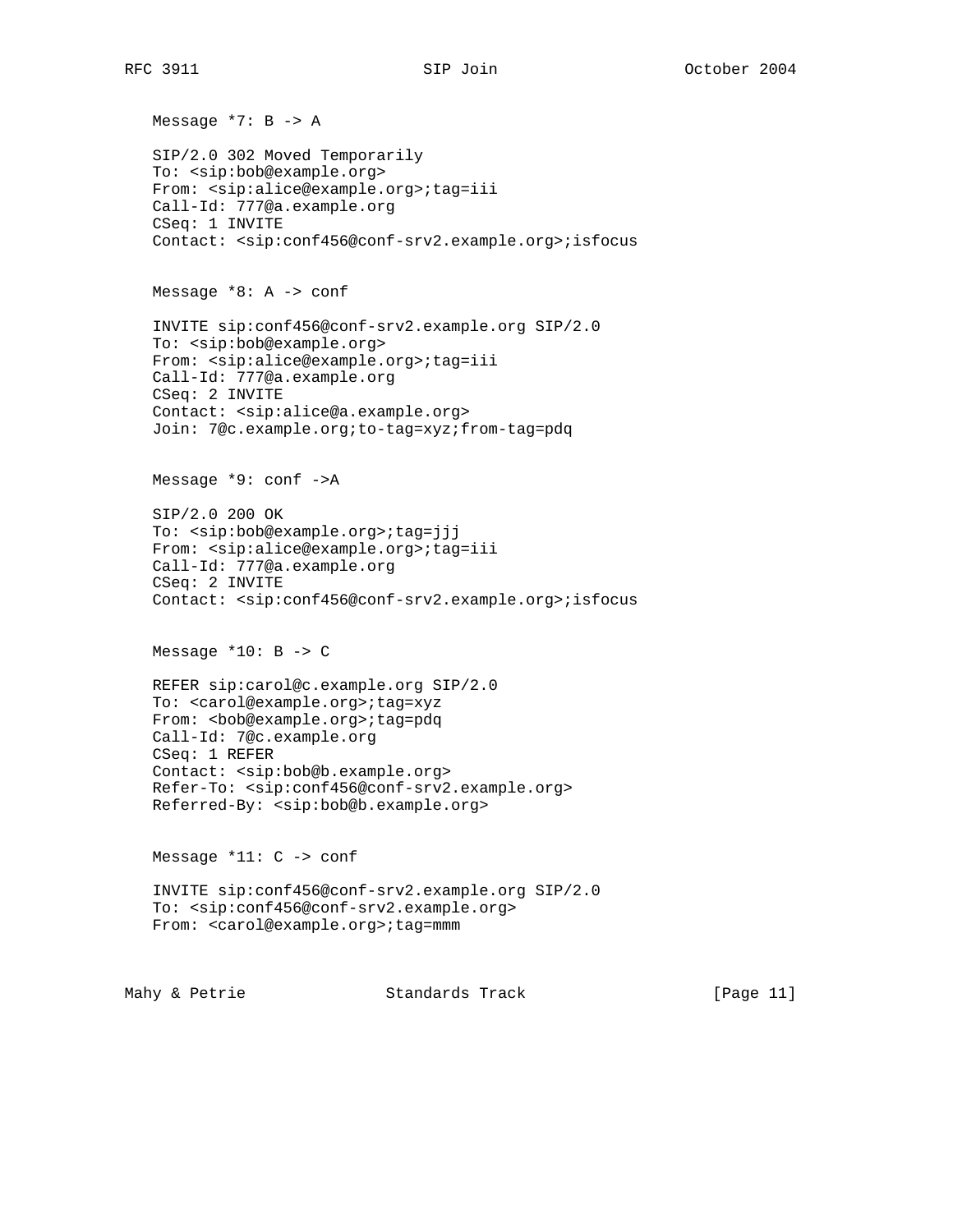Message *7: B -> A

```
SIP/2.0 302 Moved Temporarily
To: <sip:bob@example.org>
From: <sip:alice@example.org>;tag=iii
Call-Id: 777@a.example.org
CSeq: 1 INVITE
Contact: <sip:conf456@conf-srv2.example.org>;isfocus
```

Message *8: A -> conf

```
INVITE sip:conf456@conf-srv2.example.org SIP/2.0
To: <sip:bob@example.org>
From: <sip:alice@example.org>;tag=iii
Call-Id: 777@a.example.org
CSeq: 2 INVITE
Contact: <sip:alice@a.example.org>
Join: 7@c.example.org;to-tag=xyz;from-tag=pdq
```

Message *9: conf ->A

```
SIP/2.0 200 OK
To: <sip:bob@example.org>;tag=jjj
From: <sip:alice@example.org>;tag=iii
Call-Id: 777@a.example.org
CSeq: 2 INVITE
Contact: <sip:conf456@conf-srv2.example.org>;isfocus
```

Message *10: B -> C

```
REFER sip:carol@c.example.org SIP/2.0
To: <carol@example.org>;tag=xyz
From: <bob@example.org>;tag=pdq
Call-Id: 7@c.example.org
CSeq: 1 REFER
Contact: <sip:bob@b.example.org>
Refer-To: <sip:conf456@conf-srv2.example.org>
Referred-By: <sip:bob@b.example.org>
```

Message *11: C -> conf

```
INVITE sip:conf456@conf-srv2.example.org SIP/2.0
To: <sip:conf456@conf-srv2.example.org>
From: <carol@example.org>;tag=mmm
```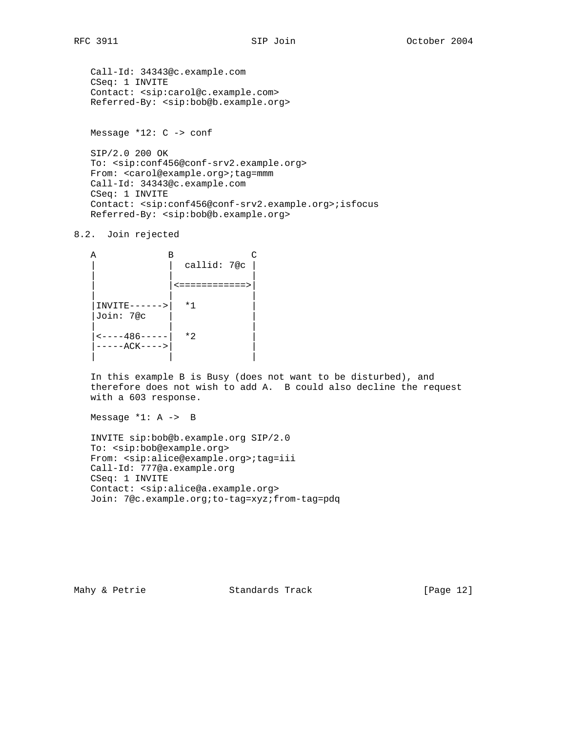```
   Call-Id: 34343@c.example.com
   CSeq: 1 INVITE
   Contact: <sip:carol@c.example.com>
   Referred-By: <sip:bob@b.example.org>
```

Message *12: C -> conf

```
   SIP/2.0 200 OK
   To: <sip:conf456@conf-srv2.example.org>
   From: <carol@example.org>;tag=mmm
   Call-Id: 34343@c.example.com
   CSeq: 1 INVITE
   Contact: <sip:conf456@conf-srv2.example.org>;isfocus
   Referred-By: <sip:bob@b.example.org>
```

## 8.2. Join rejected

```
   A            B              C
   |            |  callid: 7@c |
   |            |              |
   |            |<============>|
   |            |              |
   |INVITE------>|  *1          |
   |Join: 7@c   |              |
   |            |              |
   |<----486-----|  *2          |
   |-----ACK---->|              |
   |            |              |
```

In this example B is Busy (does not want to be disturbed), and therefore does not wish to add A. B could also decline the request with a 603 response.

Message *1: A -> B

```
   INVITE sip:bob@b.example.org SIP/2.0
   To: <sip:bob@example.org>
   From: <sip:alice@example.org>;tag=iii
   Call-Id: 777@a.example.org
   CSeq: 1 INVITE
   Contact: <sip:alice@a.example.org>
   Join: 7@c.example.org;to-tag=xyz;from-tag=pdq
```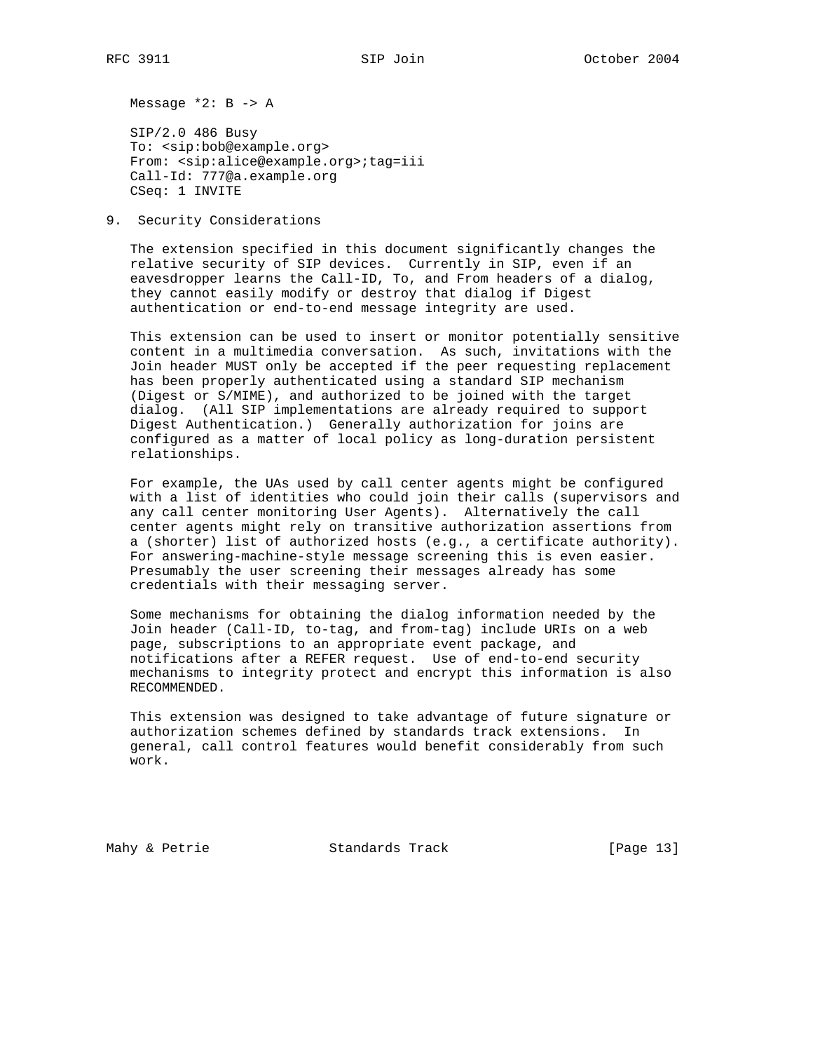Message *2: B -> A

```
SIP/2.0 486 Busy
To: <sip:bob@example.org>
From: <sip:alice@example.org>;tag=iii
Call-Id: 777@a.example.org
CSeq: 1 INVITE
```

## 9. Security Considerations

The extension specified in this document significantly changes the relative security of SIP devices. Currently in SIP, even if an eavesdropper learns the Call-ID, To, and From headers of a dialog, they cannot easily modify or destroy that dialog if Digest authentication or end-to-end message integrity are used.

This extension can be used to insert or monitor potentially sensitive content in a multimedia conversation. As such, invitations with the Join header MUST only be accepted if the peer requesting replacement has been properly authenticated using a standard SIP mechanism (Digest or S/MIME), and authorized to be joined with the target dialog. (All SIP implementations are already required to support Digest Authentication.) Generally authorization for joins are configured as a matter of local policy as long-duration persistent relationships.

For example, the UAs used by call center agents might be configured with a list of identities who could join their calls (supervisors and any call center monitoring User Agents). Alternatively the call center agents might rely on transitive authorization assertions from a (shorter) list of authorized hosts (e.g., a certificate authority). For answering-machine-style message screening this is even easier. Presumably the user screening their messages already has some credentials with their messaging server.

Some mechanisms for obtaining the dialog information needed by the Join header (Call-ID, to-tag, and from-tag) include URIs on a web page, subscriptions to an appropriate event package, and notifications after a REFER request. Use of end-to-end security mechanisms to integrity protect and encrypt this information is also RECOMMENDED.

This extension was designed to take advantage of future signature or authorization schemes defined by standards track extensions. In general, call control features would benefit considerably from such work.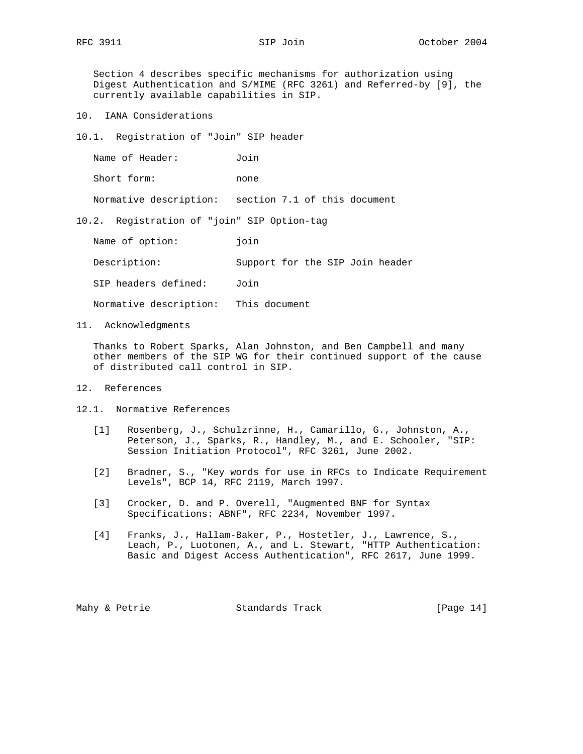Section 4 describes specific mechanisms for authorization using Digest Authentication and S/MIME (RFC 3261) and Referred-by [9], the currently available capabilities in SIP.

## 10. IANA Considerations

### 10.1. Registration of "Join" SIP header

Name of Header: Join

Short form: none

Normative description: section 7.1 of this document

### 10.2. Registration of "join" SIP Option-tag

Name of option: join

Description: Support for the SIP Join header

SIP headers defined: Join

Normative description: This document

## 11. Acknowledgments

Thanks to Robert Sparks, Alan Johnston, and Ben Campbell and many other members of the SIP WG for their continued support of the cause of distributed call control in SIP.

## 12. References

### 12.1. Normative References

[1] Rosenberg, J., Schulzrinne, H., Camarillo, G., Johnston, A., Peterson, J., Sparks, R., Handley, M., and E. Schooler, "SIP: Session Initiation Protocol", RFC 3261, June 2002.

[2] Bradner, S., "Key words for use in RFCs to Indicate Requirement Levels", BCP 14, RFC 2119, March 1997.

[3] Crocker, D. and P. Overell, "Augmented BNF for Syntax Specifications: ABNF", RFC 2234, November 1997.

[4] Franks, J., Hallam-Baker, P., Hostetler, J., Lawrence, S., Leach, P., Luotonen, A., and L. Stewart, "HTTP Authentication: Basic and Digest Access Authentication", RFC 2617, June 1999.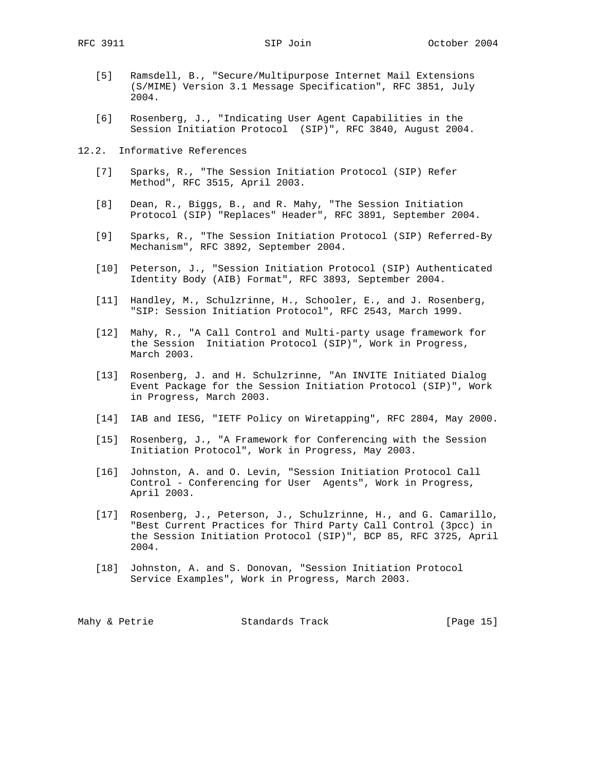[5] Ramsdell, B., "Secure/Multipurpose Internet Mail Extensions (S/MIME) Version 3.1 Message Specification", RFC 3851, July 2004.

[6] Rosenberg, J., "Indicating User Agent Capabilities in the Session Initiation Protocol (SIP)", RFC 3840, August 2004.

### 12.2. Informative References

[7] Sparks, R., "The Session Initiation Protocol (SIP) Refer Method", RFC 3515, April 2003.

[8] Dean, R., Biggs, B., and R. Mahy, "The Session Initiation Protocol (SIP) "Replaces" Header", RFC 3891, September 2004.

[9] Sparks, R., "The Session Initiation Protocol (SIP) Referred-By Mechanism", RFC 3892, September 2004.

[10] Peterson, J., "Session Initiation Protocol (SIP) Authenticated Identity Body (AIB) Format", RFC 3893, September 2004.

[11] Handley, M., Schulzrinne, H., Schooler, E., and J. Rosenberg, "SIP: Session Initiation Protocol", RFC 2543, March 1999.

[12] Mahy, R., "A Call Control and Multi-party usage framework for the Session Initiation Protocol (SIP)", Work in Progress, March 2003.

[13] Rosenberg, J. and H. Schulzrinne, "An INVITE Initiated Dialog Event Package for the Session Initiation Protocol (SIP)", Work in Progress, March 2003.

[14] IAB and IESG, "IETF Policy on Wiretapping", RFC 2804, May 2000.

[15] Rosenberg, J., "A Framework for Conferencing with the Session Initiation Protocol", Work in Progress, May 2003.

[16] Johnston, A. and O. Levin, "Session Initiation Protocol Call Control - Conferencing for User Agents", Work in Progress, April 2003.

[17] Rosenberg, J., Peterson, J., Schulzrinne, H., and G. Camarillo, "Best Current Practices for Third Party Call Control (3pcc) in the Session Initiation Protocol (SIP)", BCP 85, RFC 3725, April 2004.

[18] Johnston, A. and S. Donovan, "Session Initiation Protocol Service Examples", Work in Progress, March 2003.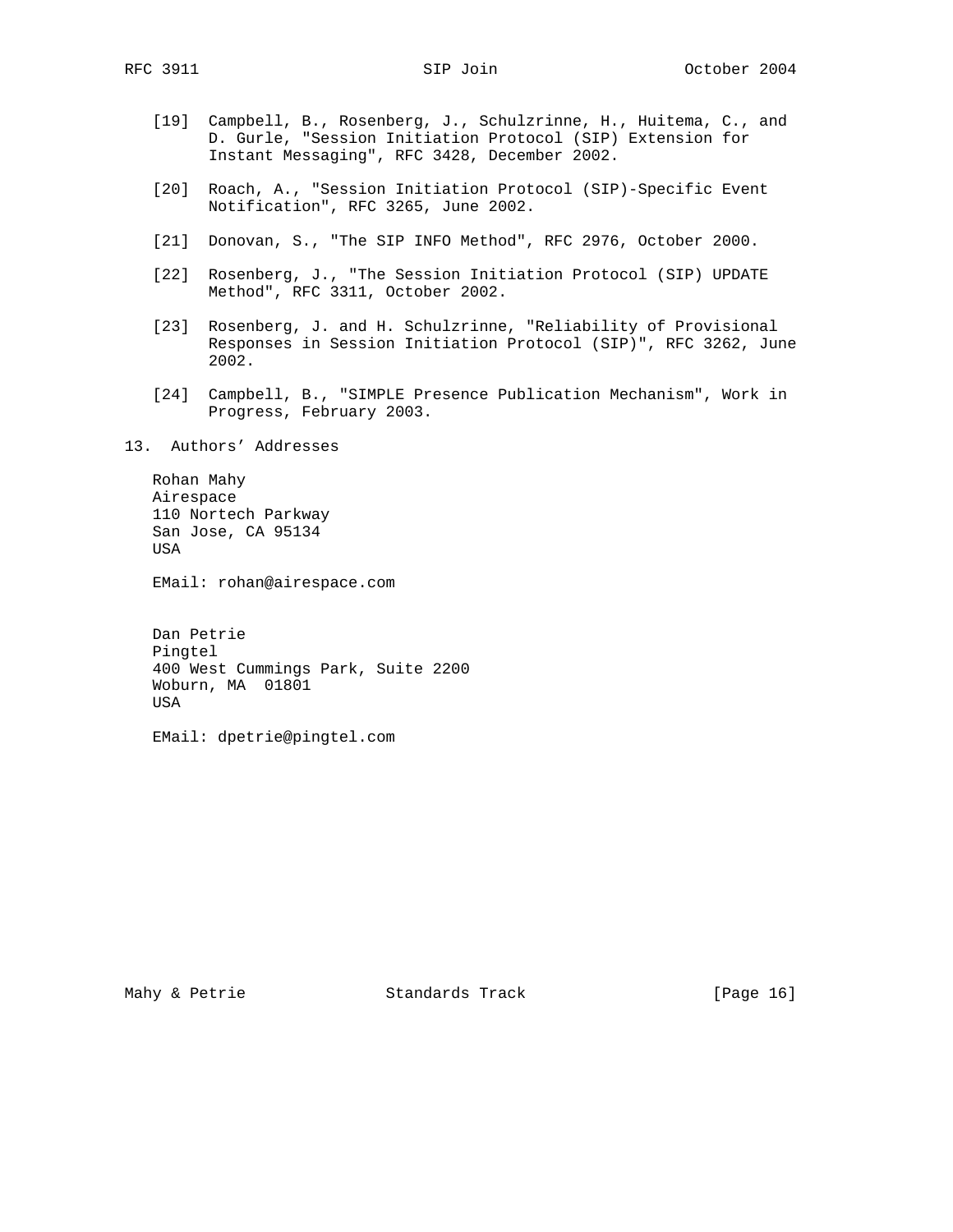[19] Campbell, B., Rosenberg, J., Schulzrinne, H., Huitema, C., and D. Gurle, "Session Initiation Protocol (SIP) Extension for Instant Messaging", RFC 3428, December 2002.

[20] Roach, A., "Session Initiation Protocol (SIP)-Specific Event Notification", RFC 3265, June 2002.

[21] Donovan, S., "The SIP INFO Method", RFC 2976, October 2000.

[22] Rosenberg, J., "The Session Initiation Protocol (SIP) UPDATE Method", RFC 3311, October 2002.

[23] Rosenberg, J. and H. Schulzrinne, "Reliability of Provisional Responses in Session Initiation Protocol (SIP)", RFC 3262, June 2002.

[24] Campbell, B., "SIMPLE Presence Publication Mechanism", Work in Progress, February 2003.

## 13. Authors' Addresses

Rohan Mahy
Airespace
110 Nortech Parkway
San Jose, CA 95134
USA

EMail: rohan@airespace.com

Dan Petrie
Pingtel
400 West Cummings Park, Suite 2200
Woburn, MA 01801
USA

EMail: dpetrie@pingtel.com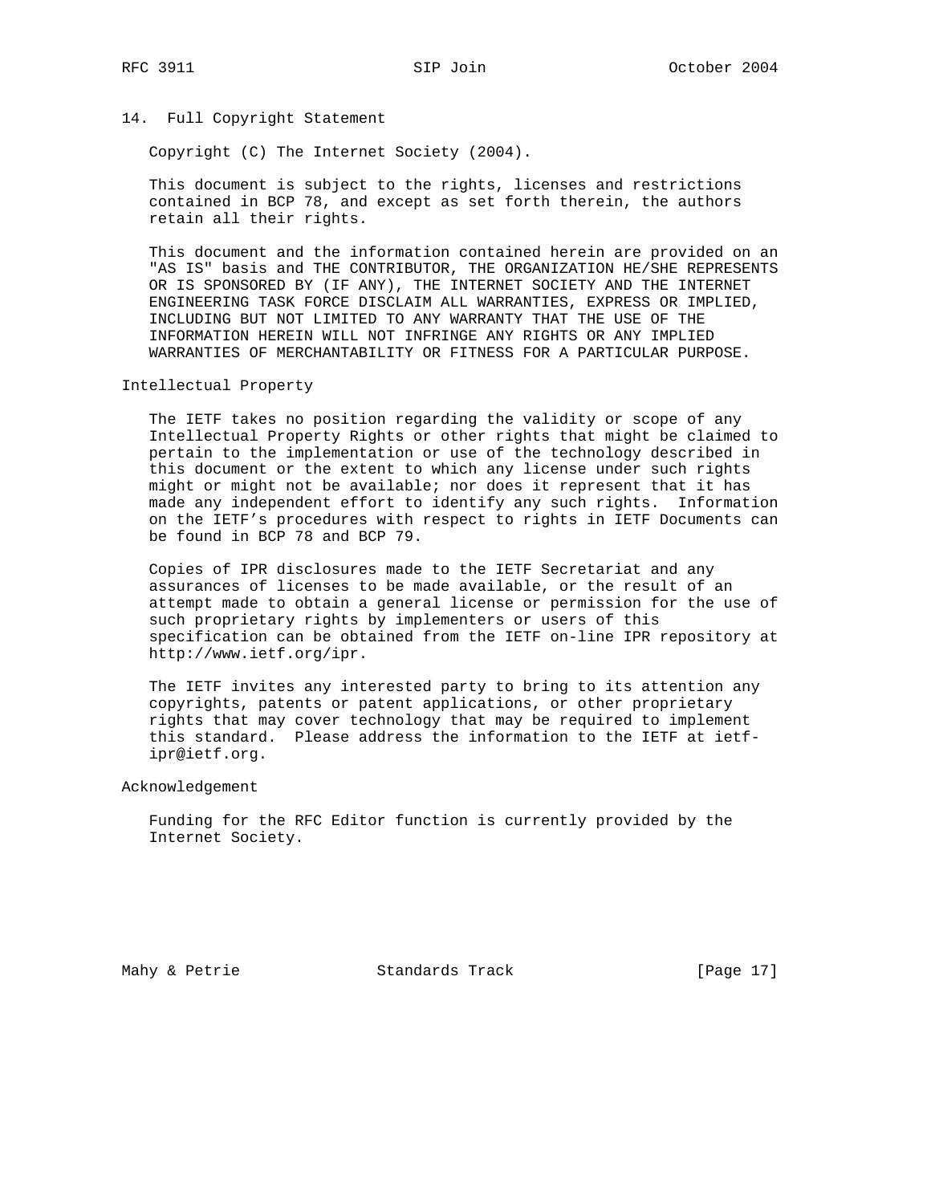## 14. Full Copyright Statement

Copyright (C) The Internet Society (2004).

This document is subject to the rights, licenses and restrictions contained in BCP 78, and except as set forth therein, the authors retain all their rights.

This document and the information contained herein are provided on an "AS IS" basis and THE CONTRIBUTOR, THE ORGANIZATION HE/SHE REPRESENTS OR IS SPONSORED BY (IF ANY), THE INTERNET SOCIETY AND THE INTERNET ENGINEERING TASK FORCE DISCLAIM ALL WARRANTIES, EXPRESS OR IMPLIED, INCLUDING BUT NOT LIMITED TO ANY WARRANTY THAT THE USE OF THE INFORMATION HEREIN WILL NOT INFRINGE ANY RIGHTS OR ANY IMPLIED WARRANTIES OF MERCHANTABILITY OR FITNESS FOR A PARTICULAR PURPOSE.

## Intellectual Property

The IETF takes no position regarding the validity or scope of any Intellectual Property Rights or other rights that might be claimed to pertain to the implementation or use of the technology described in this document or the extent to which any license under such rights might or might not be available; nor does it represent that it has made any independent effort to identify any such rights. Information on the IETF's procedures with respect to rights in IETF Documents can be found in BCP 78 and BCP 79.

Copies of IPR disclosures made to the IETF Secretariat and any assurances of licenses to be made available, or the result of an attempt made to obtain a general license or permission for the use of such proprietary rights by implementers or users of this specification can be obtained from the IETF on-line IPR repository at http://www.ietf.org/ipr.

The IETF invites any interested party to bring to its attention any copyrights, patents or patent applications, or other proprietary rights that may cover technology that may be required to implement this standard. Please address the information to the IETF at ietf-ipr@ietf.org.

## Acknowledgement

Funding for the RFC Editor function is currently provided by the Internet Society.